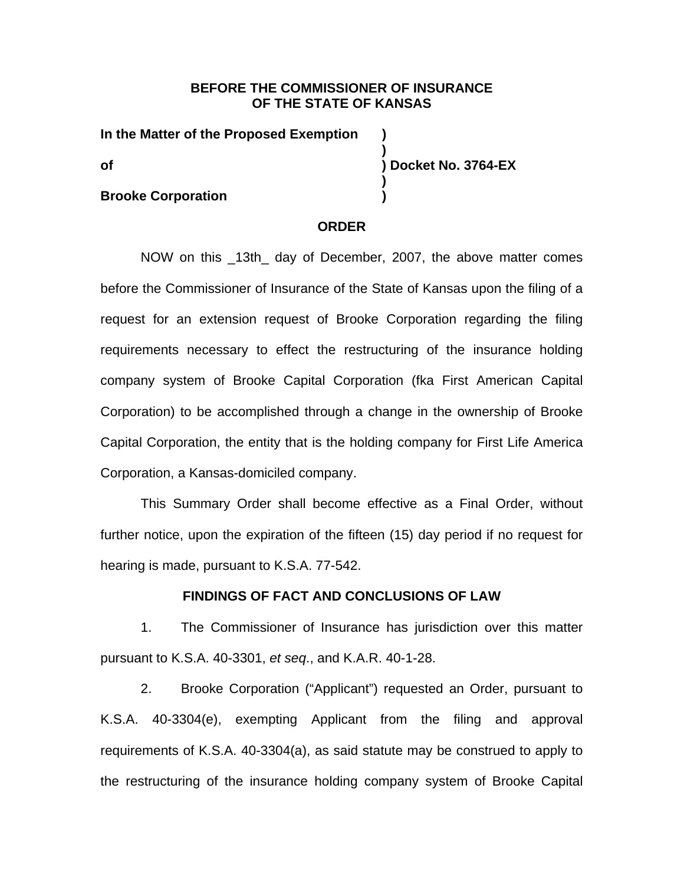**BEFORE THE COMMISSIONER OF INSURANCE**
**OF THE STATE OF KANSAS**

| | |
|---|---|
| **In the Matter of the Proposed Exemption** | **)** |
| | **)** |
| **of** | **) Docket No. 3764-EX** |
| | **)** |
| **Brooke Corporation** | **)** |

## ORDER

NOW on this _13th_ day of December, 2007, the above matter comes before the Commissioner of Insurance of the State of Kansas upon the filing of a request for an extension request of Brooke Corporation regarding the filing requirements necessary to effect the restructuring of the insurance holding company system of Brooke Capital Corporation (fka First American Capital Corporation) to be accomplished through a change in the ownership of Brooke Capital Corporation, the entity that is the holding company for First Life America Corporation, a Kansas-domiciled company.

This Summary Order shall become effective as a Final Order, without further notice, upon the expiration of the fifteen (15) day period if no request for hearing is made, pursuant to K.S.A. 77-542.

## FINDINGS OF FACT AND CONCLUSIONS OF LAW

1. The Commissioner of Insurance has jurisdiction over this matter pursuant to K.S.A. 40-3301, *et seq*., and K.A.R. 40-1-28.

2. Brooke Corporation ("Applicant") requested an Order, pursuant to K.S.A. 40-3304(e), exempting Applicant from the filing and approval requirements of K.S.A. 40-3304(a), as said statute may be construed to apply to the restructuring of the insurance holding company system of Brooke Capital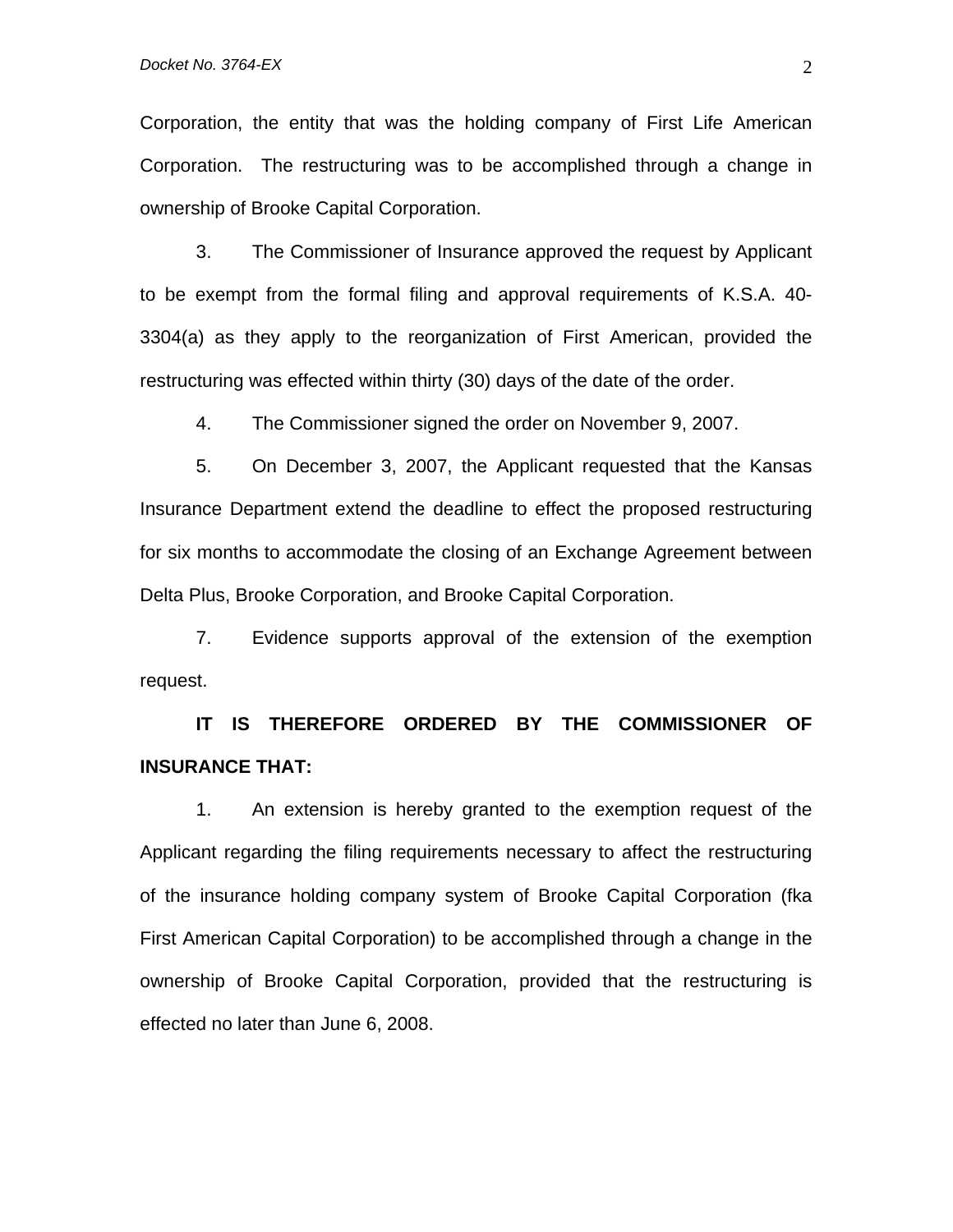Corporation, the entity that was the holding company of First Life American Corporation. The restructuring was to be accomplished through a change in ownership of Brooke Capital Corporation.

3. The Commissioner of Insurance approved the request by Applicant to be exempt from the formal filing and approval requirements of K.S.A. 40-3304(a) as they apply to the reorganization of First American, provided the restructuring was effected within thirty (30) days of the date of the order.

4. The Commissioner signed the order on November 9, 2007.

5. On December 3, 2007, the Applicant requested that the Kansas Insurance Department extend the deadline to effect the proposed restructuring for six months to accommodate the closing of an Exchange Agreement between Delta Plus, Brooke Corporation, and Brooke Capital Corporation.

7. Evidence supports approval of the extension of the exemption request.

**IT IS THEREFORE ORDERED BY THE COMMISSIONER OF INSURANCE THAT:**

1. An extension is hereby granted to the exemption request of the Applicant regarding the filing requirements necessary to affect the restructuring of the insurance holding company system of Brooke Capital Corporation (fka First American Capital Corporation) to be accomplished through a change in the ownership of Brooke Capital Corporation, provided that the restructuring is effected no later than June 6, 2008.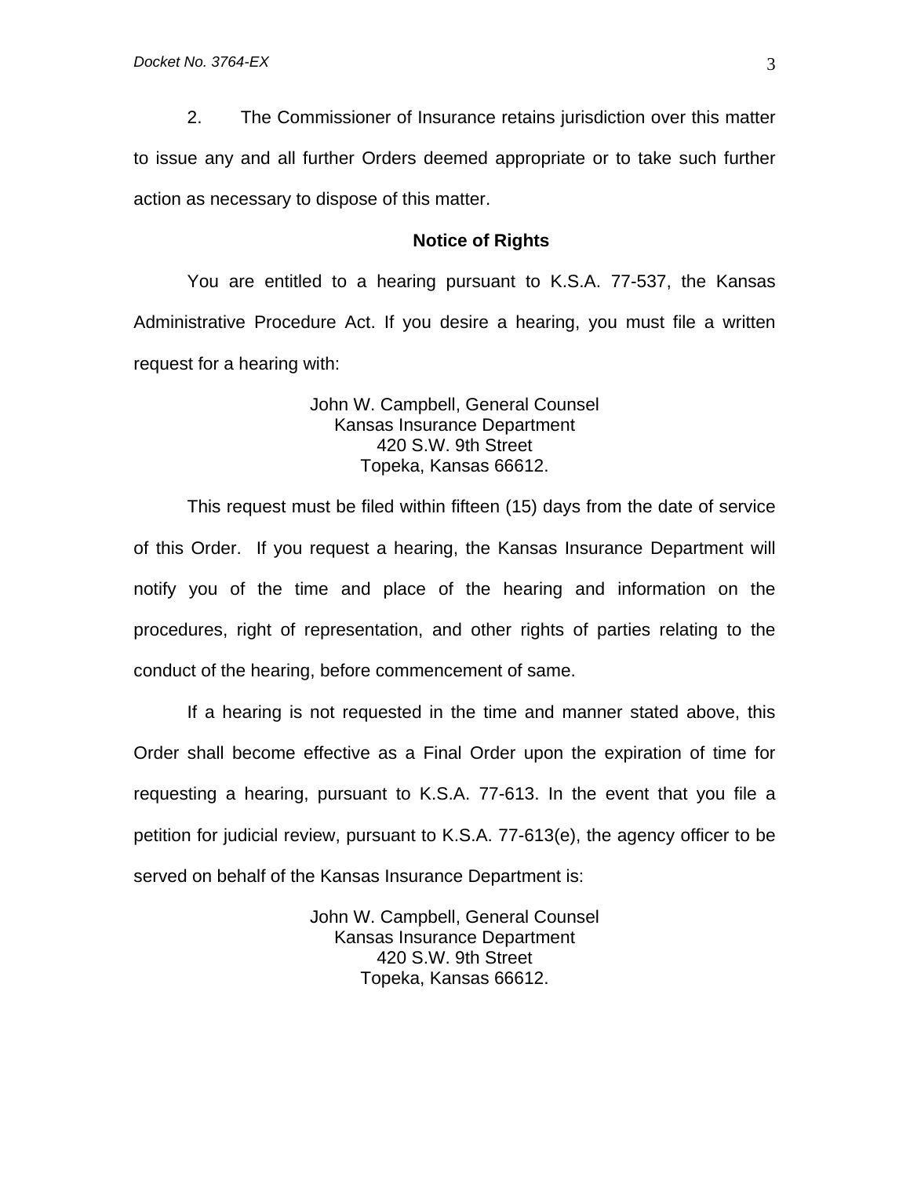2. The Commissioner of Insurance retains jurisdiction over this matter to issue any and all further Orders deemed appropriate or to take such further action as necessary to dispose of this matter.

**Notice of Rights**

You are entitled to a hearing pursuant to K.S.A. 77-537, the Kansas Administrative Procedure Act. If you desire a hearing, you must file a written request for a hearing with:

John W. Campbell, General Counsel
Kansas Insurance Department
420 S.W. 9th Street
Topeka, Kansas 66612.

This request must be filed within fifteen (15) days from the date of service of this Order. If you request a hearing, the Kansas Insurance Department will notify you of the time and place of the hearing and information on the procedures, right of representation, and other rights of parties relating to the conduct of the hearing, before commencement of same.

If a hearing is not requested in the time and manner stated above, this Order shall become effective as a Final Order upon the expiration of time for requesting a hearing, pursuant to K.S.A. 77-613. In the event that you file a petition for judicial review, pursuant to K.S.A. 77-613(e), the agency officer to be served on behalf of the Kansas Insurance Department is:

John W. Campbell, General Counsel
Kansas Insurance Department
420 S.W. 9th Street
Topeka, Kansas 66612.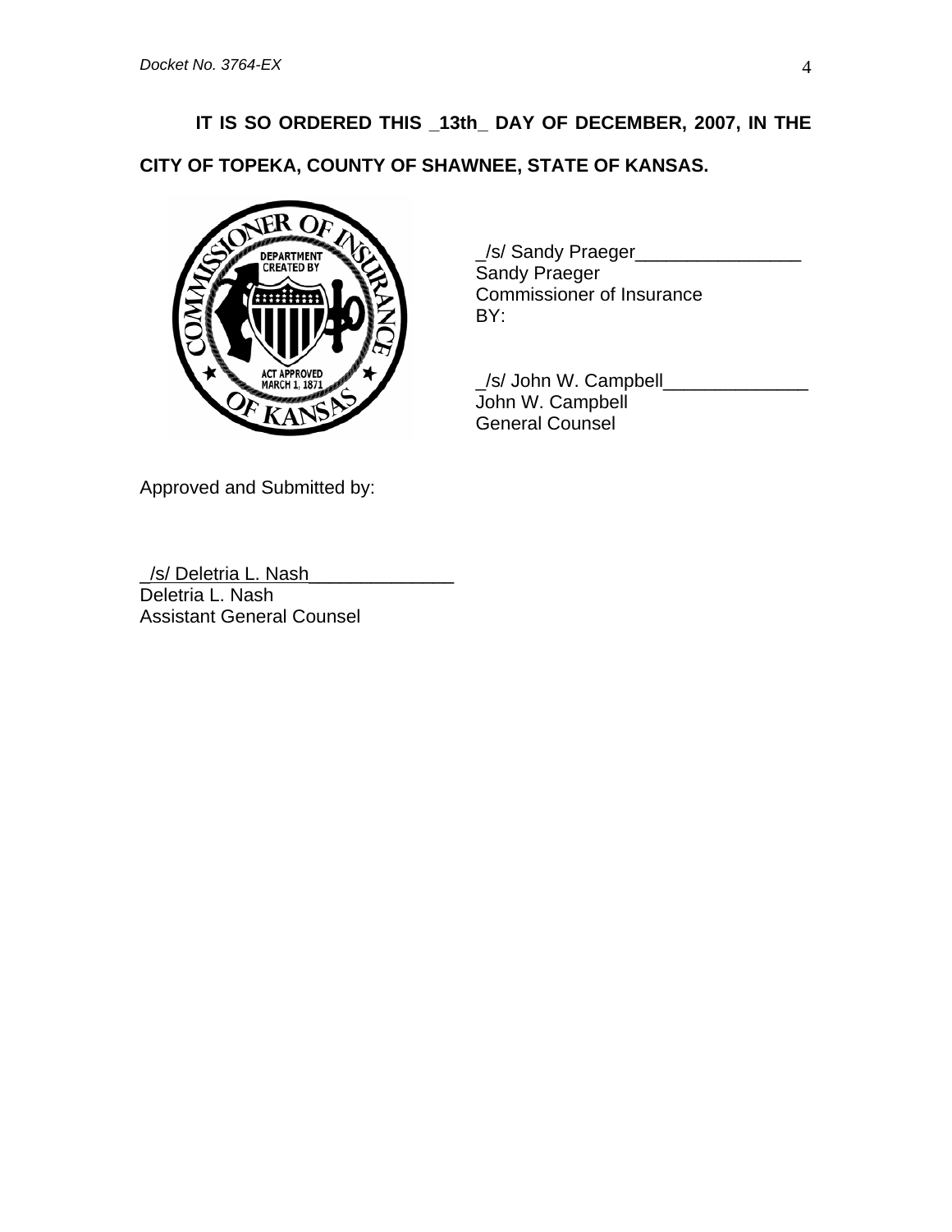**IT IS SO ORDERED THIS _13th_ DAY OF DECEMBER, 2007, IN THE CITY OF TOPEKA, COUNTY OF SHAWNEE, STATE OF KANSAS.**

_/s/ Sandy Praeger________________
Sandy Praeger
Commissioner of Insurance
BY:

_/s/ John W. Campbell______________
John W. Campbell
General Counsel

Approved and Submitted by:

_/s/ Deletria L. Nash______________
Deletria L. Nash
Assistant General Counsel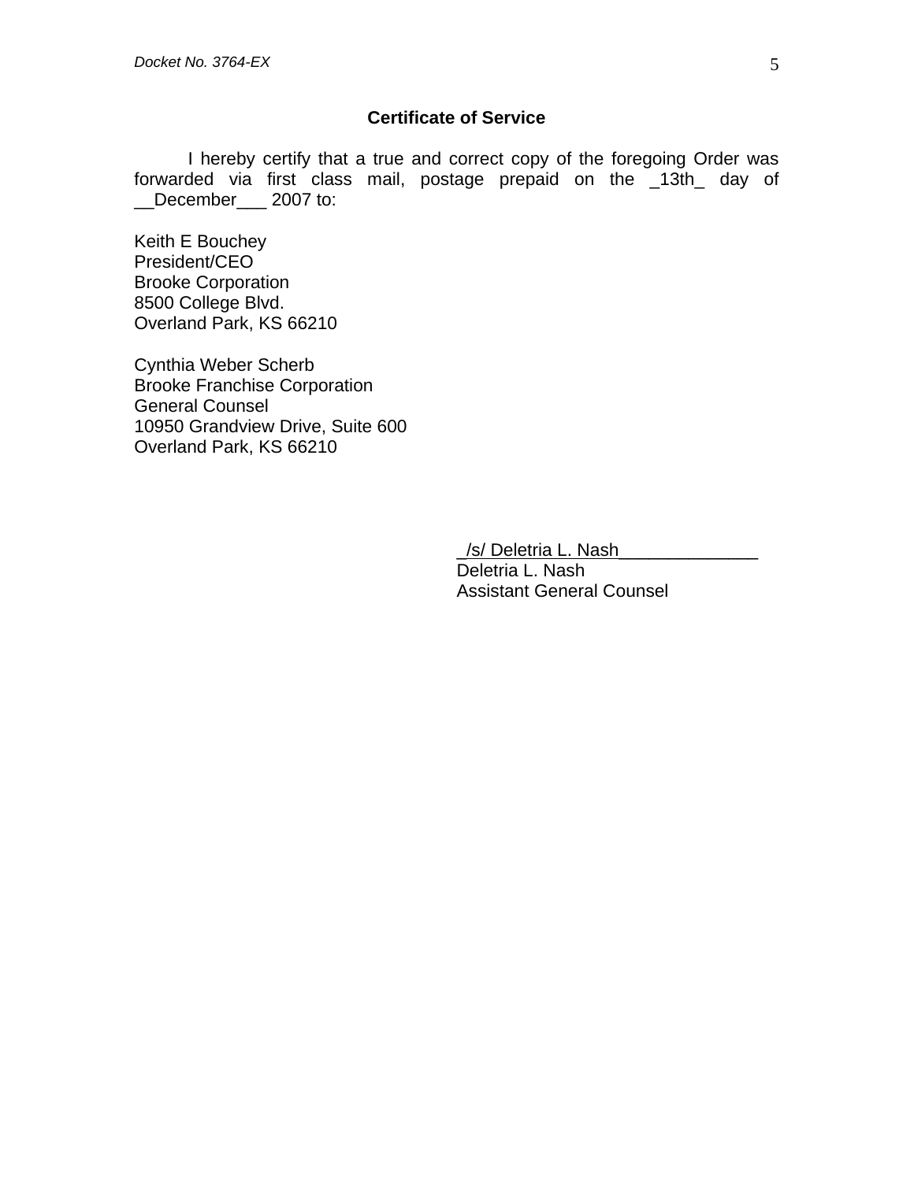**Certificate of Service**

I hereby certify that a true and correct copy of the foregoing Order was forwarded via first class mail, postage prepaid on the _13th_ day of __December___ 2007 to:

Keith E Bouchey  
President/CEO  
Brooke Corporation  
8500 College Blvd.  
Overland Park, KS 66210

Cynthia Weber Scherb  
Brooke Franchise Corporation  
General Counsel  
10950 Grandview Drive, Suite 600  
Overland Park, KS 66210

_/s/ Deletria L. Nash______________  
Deletria L. Nash  
Assistant General Counsel